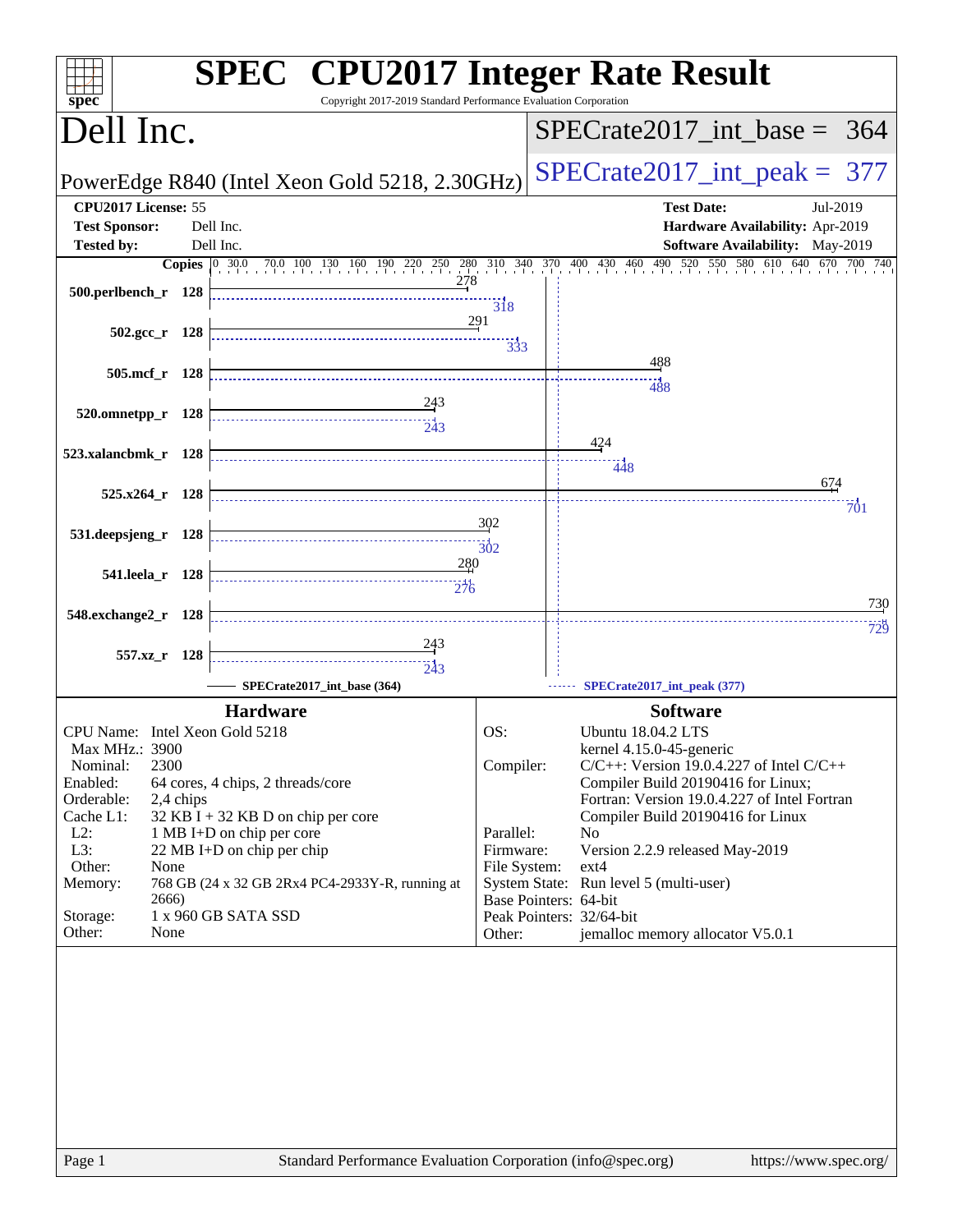# SPEC CPU2017 Integer Rate Result

Copyright 2017-2019 Standard Performance Evaluation Corporation

## Dell Inc.

PowerEdge R840 (Intel Xeon Gold 5218, 2.30GHz)

SPECrate2017_int_base = 364

SPECrate2017_int_peak = 377

| | | | |
|---|---|---|---|
| **CPU2017 License:** | 55 | **Test Date:** | Jul-2019 |
| **Test Sponsor:** | Dell Inc. | **Hardware Availability:** | Apr-2019 |
| **Tested by:** | Dell Inc. | **Software Availability:** | May-2019 |

| Benchmark | Copies | SPECrate2017_int_base (364) | SPECrate2017_int_peak (377) |
|---|---|---|---|
| 500.perlbench_r | 128 | 278 | 318 |
| 502.gcc_r | 128 | 291 | 333 |
| 505.mcf_r | 128 | 488 | 488 |
| 520.omnetpp_r | 128 | 243 | 243 |
| 523.xalancbmk_r | 128 | 424 | 448 |
| 525.x264_r | 128 | 674 | 701 |
| 531.deepsjeng_r | 128 | 302 | 302 |
| 541.leela_r | 128 | 280 | 276 |
| 548.exchange2_r | 128 | 730 | 729 |
| 557.xz_r | 128 | 243 | 243 |

## Hardware

| | |
|---|---|
| CPU Name: | Intel Xeon Gold 5218 |
| Max MHz.: | 3900 |
| Nominal: | 2300 |
| Enabled: | 64 cores, 4 chips, 2 threads/core |
| Orderable: | 2,4 chips |
| Cache L1: | 32 KB I + 32 KB D on chip per core |
| L2: | 1 MB I+D on chip per core |
| L3: | 22 MB I+D on chip per chip |
| Other: | None |
| Memory: | 768 GB (24 x 32 GB 2Rx4 PC4-2933Y-R, running at 2666) |
| Storage: | 1 x 960 GB SATA SSD |
| Other: | None |

## Software

| | |
|---|---|
| OS: | Ubuntu 18.04.2 LTS kernel 4.15.0-45-generic |
| Compiler: | C/C++: Version 19.0.4.227 of Intel C/C++ Compiler Build 20190416 for Linux; Fortran: Version 19.0.4.227 of Intel Fortran Compiler Build 20190416 for Linux |
| Parallel: | No |
| Firmware: | Version 2.2.9 released May-2019 |
| File System: | ext4 |
| System State: | Run level 5 (multi-user) |
| Base Pointers: | 64-bit |
| Peak Pointers: | 32/64-bit |
| Other: | jemalloc memory allocator V5.0.1 |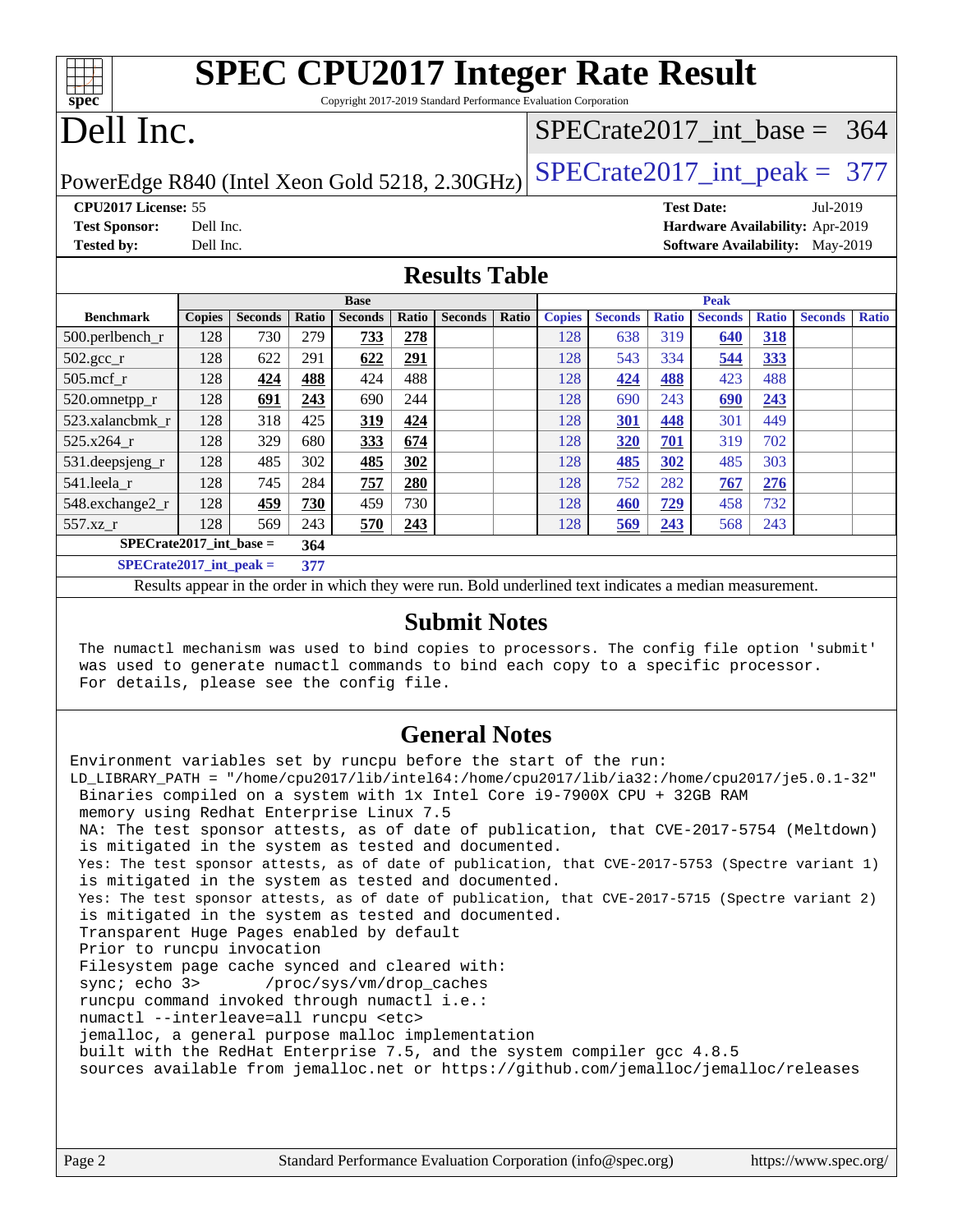# SPEC CPU2017 Integer Rate Result

Copyright 2017-2019 Standard Performance Evaluation Corporation

# Dell Inc.

PowerEdge R840 (Intel Xeon Gold 5218, 2.30GHz)

SPECrate2017_int_base = 364

SPECrate2017_int_peak = 377

**CPU2017 License:** 55
**Test Sponsor:** Dell Inc.
**Tested by:** Dell Inc.

**Test Date:** Jul-2019
**Hardware Availability:** Apr-2019
**Software Availability:** May-2019

## Results Table

| | Base | | | | | | | Peak | | | | | | |
|---|---|---|---|---|---|---|---|---|---|---|---|---|---|---|
| **Benchmark** | **Copies** | **Seconds** | **Ratio** | **Seconds** | **Ratio** | **Seconds** | **Ratio** | **Copies** | **Seconds** | **Ratio** | **Seconds** | **Ratio** | **Seconds** | **Ratio** |
| 500.perlbench_r | 128 | 730 | 279 | **733** | **278** | | | 128 | 638 | 319 | **640** | **318** | | |
| 502.gcc_r | 128 | 622 | 291 | **622** | **291** | | | 128 | 543 | 334 | **544** | **333** | | |
| 505.mcf_r | 128 | **424** | **488** | 424 | 488 | | | 128 | **424** | **488** | 423 | 488 | | |
| 520.omnetpp_r | 128 | **691** | **243** | 690 | 244 | | | 128 | 690 | 243 | **690** | **243** | | |
| 523.xalancbmk_r | 128 | 318 | 425 | **319** | **424** | | | 128 | **301** | **448** | 301 | 449 | | |
| 525.x264_r | 128 | 329 | 680 | **333** | **674** | | | 128 | **320** | **701** | 319 | 702 | | |
| 531.deepsjeng_r | 128 | 485 | 302 | **485** | **302** | | | 128 | **485** | **302** | 485 | 303 | | |
| 541.leela_r | 128 | 745 | 284 | **757** | **280** | | | 128 | 752 | 282 | **767** | **276** | | |
| 548.exchange2_r | 128 | **459** | **730** | 459 | 730 | | | 128 | **460** | **729** | 458 | 732 | | |
| 557.xz_r | 128 | 569 | 243 | **570** | **243** | | | 128 | **569** | **243** | 568 | 243 | | |
| **SPECrate2017_int_base =** | | | **364** | | | | | | | | | | | |
| **SPECrate2017_int_peak =** | | | **377** | | | | | | | | | | | |

Results appear in the order in which they were run. Bold underlined text indicates a median measurement.

## Submit Notes

The numactl mechanism was used to bind copies to processors. The config file option 'submit' was used to generate numactl commands to bind each copy to a specific processor. For details, please see the config file.

## General Notes

```
Environment variables set by runcpu before the start of the run:
LD_LIBRARY_PATH = "/home/cpu2017/lib/intel64:/home/cpu2017/lib/ia32:/home/cpu2017/je5.0.1-32"
 Binaries compiled on a system with 1x Intel Core i9-7900X CPU + 32GB RAM
 memory using Redhat Enterprise Linux 7.5
 NA: The test sponsor attests, as of date of publication, that CVE-2017-5754 (Meltdown)
 is mitigated in the system as tested and documented.
 Yes: The test sponsor attests, as of date of publication, that CVE-2017-5753 (Spectre variant 1)
 is mitigated in the system as tested and documented.
 Yes: The test sponsor attests, as of date of publication, that CVE-2017-5715 (Spectre variant 2)
 is mitigated in the system as tested and documented.
 Transparent Huge Pages enabled by default
 Prior to runcpu invocation
 Filesystem page cache synced and cleared with:
 sync; echo 3>       /proc/sys/vm/drop_caches
 runcpu command invoked through numactl i.e.:
 numactl --interleave=all runcpu <etc>
 jemalloc, a general purpose malloc implementation
 built with the RedHat Enterprise 7.5, and the system compiler gcc 4.8.5
 sources available from jemalloc.net or https://github.com/jemalloc/jemalloc/releases
```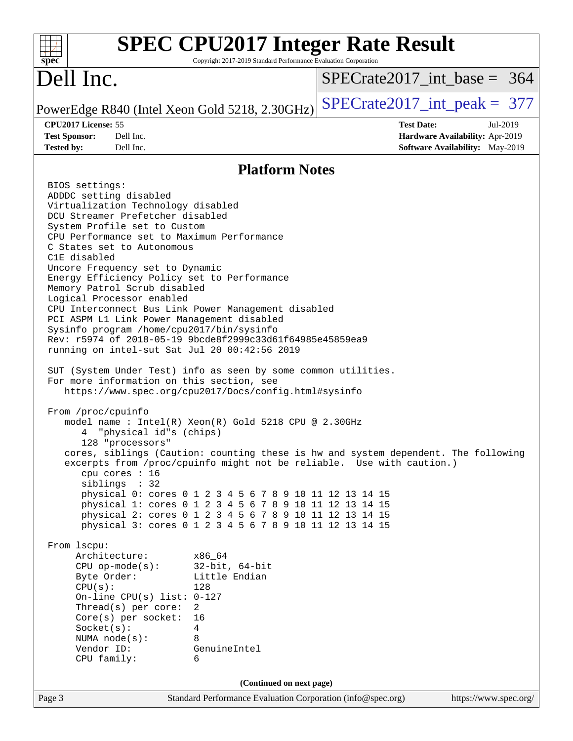## Platform Notes

```
BIOS settings:
ADDDC setting disabled
Virtualization Technology disabled
DCU Streamer Prefetcher disabled
System Profile set to Custom
CPU Performance set to Maximum Performance
C States set to Autonomous
C1E disabled
Uncore Frequency set to Dynamic
Energy Efficiency Policy set to Performance
Memory Patrol Scrub disabled
Logical Processor enabled
CPU Interconnect Bus Link Power Management disabled
PCI ASPM L1 Link Power Management disabled
Sysinfo program /home/cpu2017/bin/sysinfo
Rev: r5974 of 2018-05-19 9bcde8f2999c33d61f64985e45859ea9
running on intel-sut Sat Jul 20 00:42:56 2019

SUT (System Under Test) info as seen by some common utilities.
For more information on this section, see
   https://www.spec.org/cpu2017/Docs/config.html#sysinfo

From /proc/cpuinfo
   model name : Intel(R) Xeon(R) Gold 5218 CPU @ 2.30GHz
      4  "physical id"s (chips)
      128 "processors"
   cores, siblings (Caution: counting these is hw and system dependent. The following
   excerpts from /proc/cpuinfo might not be reliable.  Use with caution.)
      cpu cores : 16
      siblings  : 32
      physical 0: cores 0 1 2 3 4 5 6 7 8 9 10 11 12 13 14 15
      physical 1: cores 0 1 2 3 4 5 6 7 8 9 10 11 12 13 14 15
      physical 2: cores 0 1 2 3 4 5 6 7 8 9 10 11 12 13 14 15
      physical 3: cores 0 1 2 3 4 5 6 7 8 9 10 11 12 13 14 15

From lscpu:
     Architecture:        x86_64
     CPU op-mode(s):      32-bit, 64-bit
     Byte Order:          Little Endian
     CPU(s):              128
     On-line CPU(s) list: 0-127
     Thread(s) per core:  2
     Core(s) per socket:  16
     Socket(s):           4
     NUMA node(s):        8
     Vendor ID:           GenuineIntel
     CPU family:          6
```

**(Continued on next page)**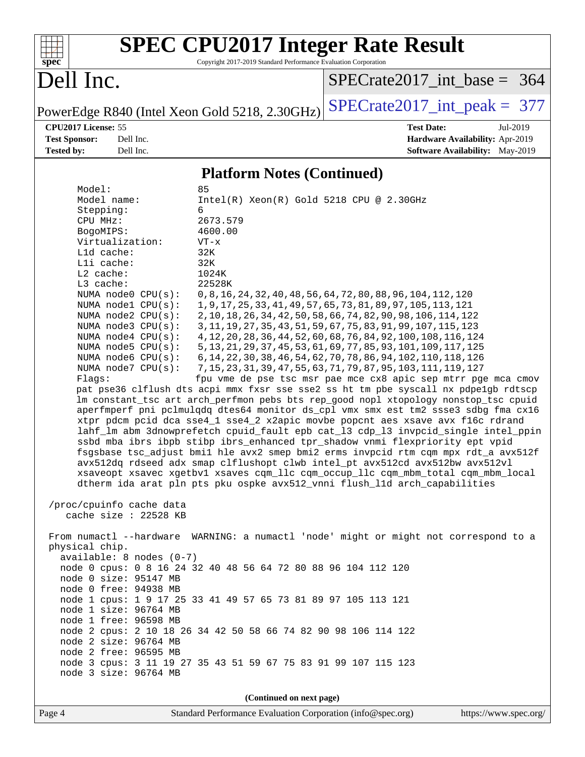## Platform Notes (Continued)

```
    Model:                 85
    Model name:            Intel(R) Xeon(R) Gold 5218 CPU @ 2.30GHz
    Stepping:              6
    CPU MHz:               2673.579
    BogoMIPS:              4600.00
    Virtualization:        VT-x
    L1d cache:             32K
    L1i cache:             32K
    L2 cache:              1024K
    L3 cache:              22528K
    NUMA node0 CPU(s):     0,8,16,24,32,40,48,56,64,72,80,88,96,104,112,120
    NUMA node1 CPU(s):     1,9,17,25,33,41,49,57,65,73,81,89,97,105,113,121
    NUMA node2 CPU(s):     2,10,18,26,34,42,50,58,66,74,82,90,98,106,114,122
    NUMA node3 CPU(s):     3,11,19,27,35,43,51,59,67,75,83,91,99,107,115,123
    NUMA node4 CPU(s):     4,12,20,28,36,44,52,60,68,76,84,92,100,108,116,124
    NUMA node5 CPU(s):     5,13,21,29,37,45,53,61,69,77,85,93,101,109,117,125
    NUMA node6 CPU(s):     6,14,22,30,38,46,54,62,70,78,86,94,102,110,118,126
    NUMA node7 CPU(s):     7,15,23,31,39,47,55,63,71,79,87,95,103,111,119,127
    Flags:                 fpu vme de pse tsc msr pae mce cx8 apic sep mtrr pge mca cmov
    pat pse36 clflush dts acpi mmx fxsr sse sse2 ss ht tm pbe syscall nx pdpe1gb rdtscp
    lm constant_tsc art arch_perfmon pebs bts rep_good nopl xtopology nonstop_tsc cpuid
    aperfmperf pni pclmulqdq dtes64 monitor ds_cpl vmx smx est tm2 ssse3 sdbg fma cx16
    xtpr pdcm pcid dca sse4_1 sse4_2 x2apic movbe popcnt aes xsave avx f16c rdrand
    lahf_lm abm 3dnowprefetch cpuid_fault epb cat_l3 cdp_l3 invpcid_single intel_ppin
    ssbd mba ibrs ibpb stibp ibrs_enhanced tpr_shadow vnmi flexpriority ept vpid
    fsgsbase tsc_adjust bmi1 hle avx2 smep bmi2 erms invpcid rtm cqm mpx rdt_a avx512f
    avx512dq rdseed adx smap clflushopt clwb intel_pt avx512cd avx512bw avx512vl
    xsaveopt xsavec xgetbv1 xsaves cqm_llc cqm_occup_llc cqm_mbm_total cqm_mbm_local
    dtherm ida arat pln pts pku ospke avx512_vnni flush_l1d arch_capabilities

 /proc/cpuinfo cache data
    cache size : 22528 KB

 From numactl --hardware  WARNING: a numactl 'node' might or might not correspond to a
 physical chip.
   available: 8 nodes (0-7)
   node 0 cpus: 0 8 16 24 32 40 48 56 64 72 80 88 96 104 112 120
   node 0 size: 95147 MB
   node 0 free: 94938 MB
   node 1 cpus: 1 9 17 25 33 41 49 57 65 73 81 89 97 105 113 121
   node 1 size: 96764 MB
   node 1 free: 96598 MB
   node 2 cpus: 2 10 18 26 34 42 50 58 66 74 82 90 98 106 114 122
   node 2 size: 96764 MB
   node 2 free: 96595 MB
   node 3 cpus: 3 11 19 27 35 43 51 59 67 75 83 91 99 107 115 123
   node 3 size: 96764 MB
```

(Continued on next page)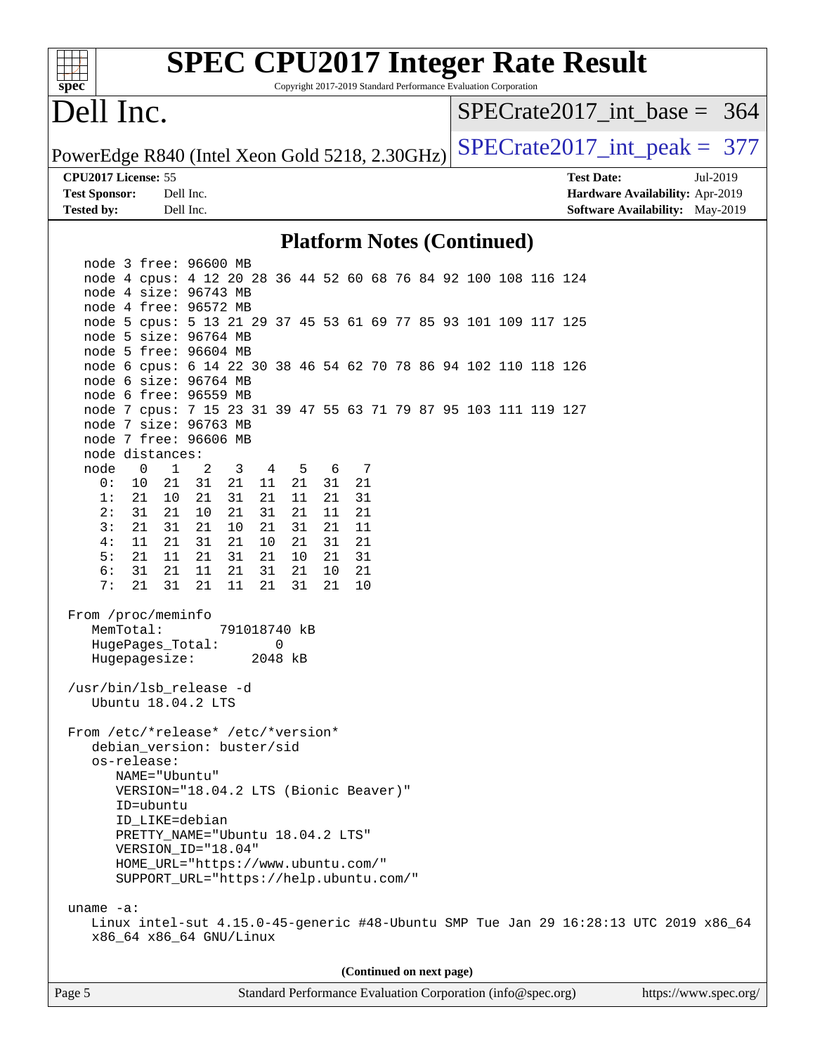## Platform Notes (Continued)

```
node 3 free: 96600 MB
node 4 cpus: 4 12 20 28 36 44 52 60 68 76 84 92 100 108 116 124
node 4 size: 96743 MB
node 4 free: 96572 MB
node 5 cpus: 5 13 21 29 37 45 53 61 69 77 85 93 101 109 117 125
node 5 size: 96764 MB
node 5 free: 96604 MB
node 6 cpus: 6 14 22 30 38 46 54 62 70 78 86 94 102 110 118 126
node 6 size: 96764 MB
node 6 free: 96559 MB
node 7 cpus: 7 15 23 31 39 47 55 63 71 79 87 95 103 111 119 127
node 7 size: 96763 MB
node 7 free: 96606 MB
node distances:
node   0   1   2   3   4   5   6   7
  0:  10  21  31  21  11  21  31  21
  1:  21  10  21  31  21  11  21  31
  2:  31  21  10  21  31  21  11  21
  3:  21  31  21  10  21  31  21  11
  4:  11  21  31  21  10  21  31  21
  5:  21  11  21  31  21  10  21  31
  6:  31  21  11  21  31  21  10  21
  7:  21  31  21  11  21  31  21  10

From /proc/meminfo
   MemTotal:       791018740 kB
   HugePages_Total:       0
   Hugepagesize:       2048 kB

/usr/bin/lsb_release -d
   Ubuntu 18.04.2 LTS

From /etc/*release* /etc/*version*
   debian_version: buster/sid
   os-release:
      NAME="Ubuntu"
      VERSION="18.04.2 LTS (Bionic Beaver)"
      ID=ubuntu
      ID_LIKE=debian
      PRETTY_NAME="Ubuntu 18.04.2 LTS"
      VERSION_ID="18.04"
      HOME_URL="https://www.ubuntu.com/"
      SUPPORT_URL="https://help.ubuntu.com/"

uname -a:
   Linux intel-sut 4.15.0-45-generic #48-Ubuntu SMP Tue Jan 29 16:28:13 UTC 2019 x86_64
   x86_64 x86_64 GNU/Linux
```

(Continued on next page)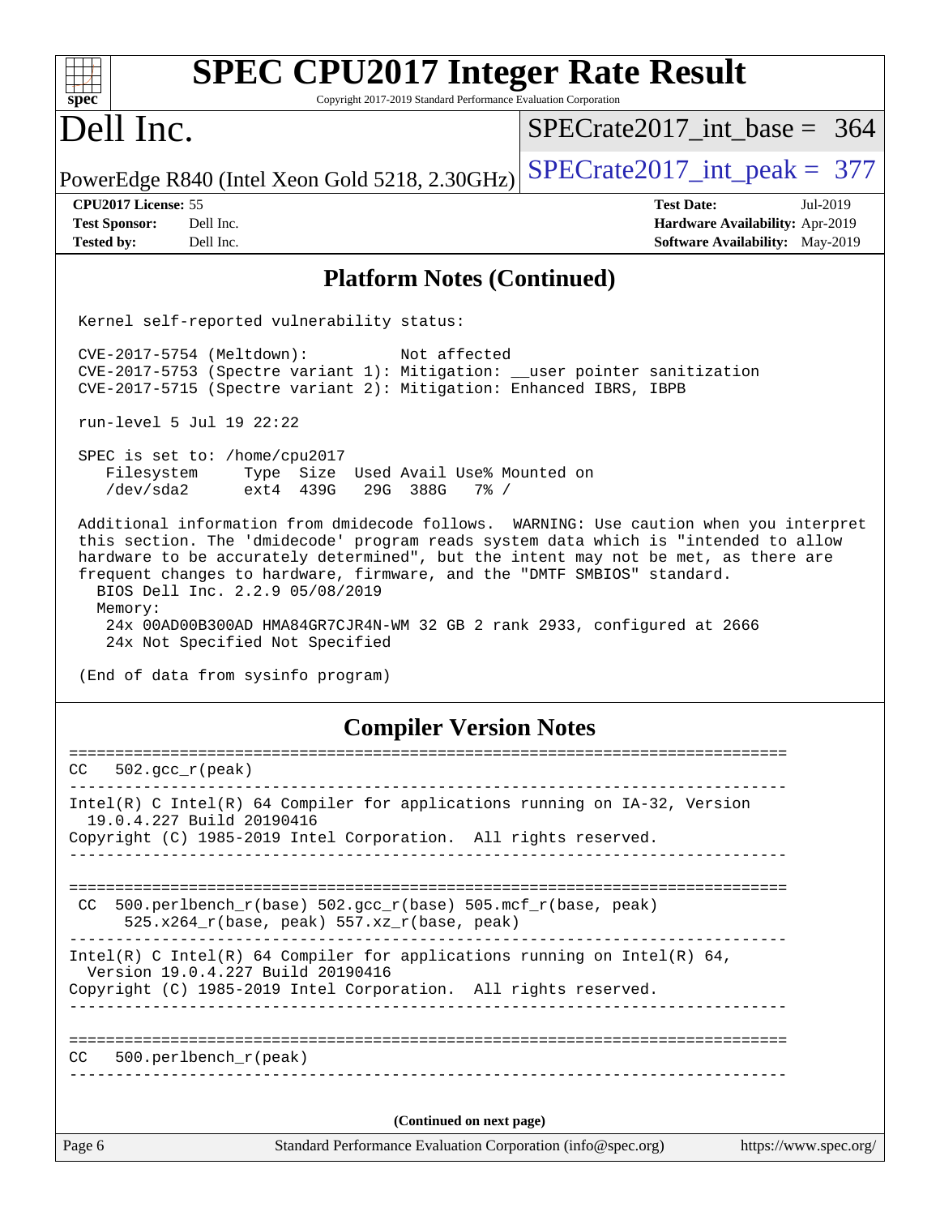## Platform Notes (Continued)

```
Kernel self-reported vulnerability status:

CVE-2017-5754 (Meltdown):          Not affected
CVE-2017-5753 (Spectre variant 1): Mitigation: __user pointer sanitization
CVE-2017-5715 (Spectre variant 2): Mitigation: Enhanced IBRS, IBPB

run-level 5 Jul 19 22:22

SPEC is set to: /home/cpu2017
   Filesystem     Type  Size  Used Avail Use% Mounted on
   /dev/sda2      ext4  439G   29G  388G   7% /

Additional information from dmidecode follows.  WARNING: Use caution when you interpret
this section. The 'dmidecode' program reads system data which is "intended to allow
hardware to be accurately determined", but the intent may not be met, as there are
frequent changes to hardware, firmware, and the "DMTF SMBIOS" standard.
  BIOS Dell Inc. 2.2.9 05/08/2019
  Memory:
    24x 00AD00B300AD HMA84GR7CJR4N-WM 32 GB 2 rank 2933, configured at 2666
    24x Not Specified Not Specified

(End of data from sysinfo program)
```

## Compiler Version Notes

```
==============================================================================
CC  502.gcc_r(peak)
------------------------------------------------------------------------------
Intel(R) C Intel(R) 64 Compiler for applications running on IA-32, Version
  19.0.4.227 Build 20190416
Copyright (C) 1985-2019 Intel Corporation.  All rights reserved.
------------------------------------------------------------------------------

==============================================================================
CC  500.perlbench_r(base) 502.gcc_r(base) 505.mcf_r(base, peak)
      525.x264_r(base, peak) 557.xz_r(base, peak)
------------------------------------------------------------------------------
Intel(R) C Intel(R) 64 Compiler for applications running on Intel(R) 64,
  Version 19.0.4.227 Build 20190416
Copyright (C) 1985-2019 Intel Corporation.  All rights reserved.
------------------------------------------------------------------------------

==============================================================================
CC  500.perlbench_r(peak)
------------------------------------------------------------------------------
```

**(Continued on next page)**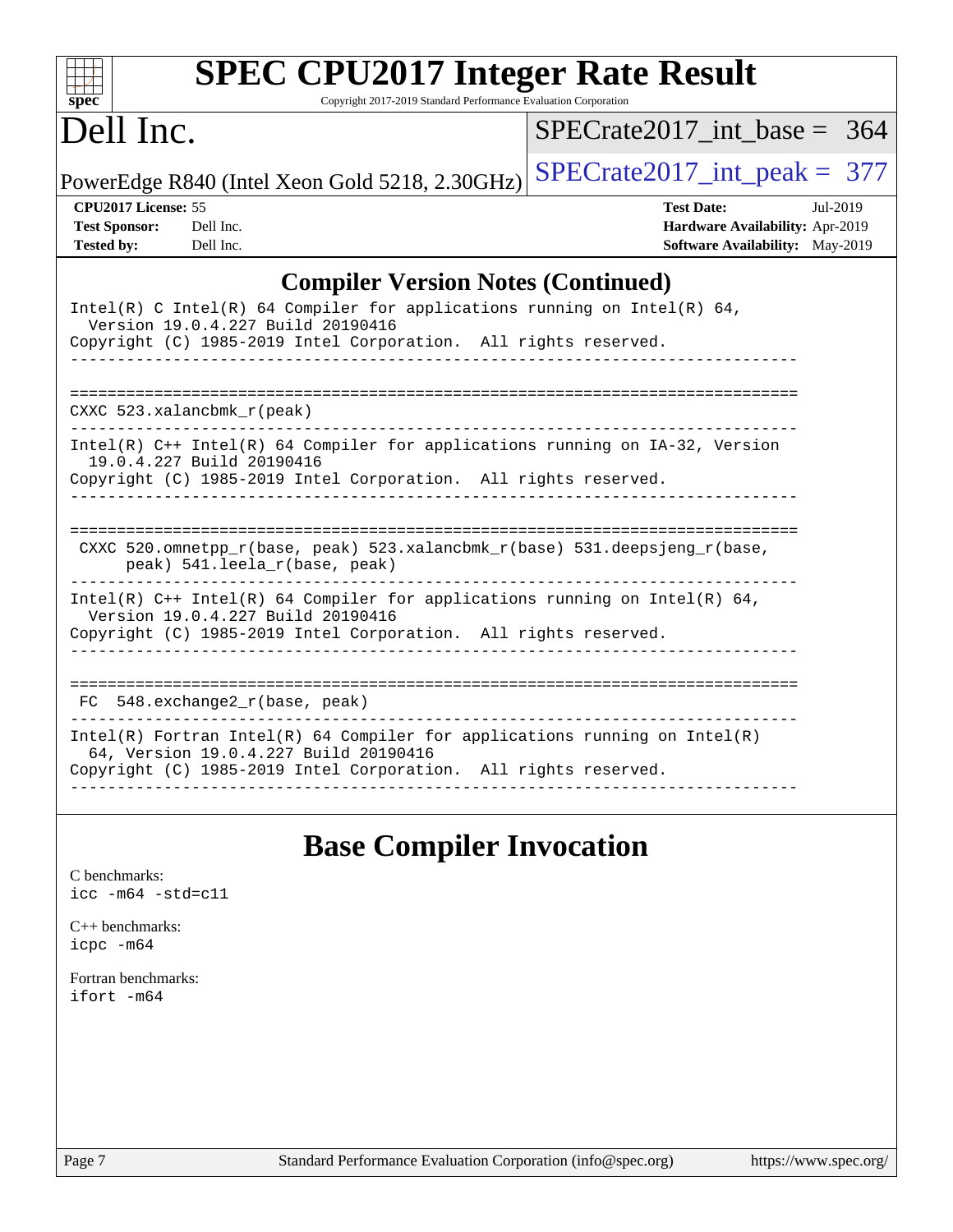## Compiler Version Notes (Continued)

```
Intel(R) C Intel(R) 64 Compiler for applications running on Intel(R) 64,
  Version 19.0.4.227 Build 20190416
Copyright (C) 1985-2019 Intel Corporation.  All rights reserved.
------------------------------------------------------------------------------

==============================================================================
CXXC 523.xalancbmk_r(peak)
------------------------------------------------------------------------------
Intel(R) C++ Intel(R) 64 Compiler for applications running on IA-32, Version
  19.0.4.227 Build 20190416
Copyright (C) 1985-2019 Intel Corporation.  All rights reserved.
------------------------------------------------------------------------------

==============================================================================
 CXXC 520.omnetpp_r(base, peak) 523.xalancbmk_r(base) 531.deepsjeng_r(base,
      peak) 541.leela_r(base, peak)
------------------------------------------------------------------------------
Intel(R) C++ Intel(R) 64 Compiler for applications running on Intel(R) 64,
  Version 19.0.4.227 Build 20190416
Copyright (C) 1985-2019 Intel Corporation.  All rights reserved.
------------------------------------------------------------------------------

==============================================================================
 FC  548.exchange2_r(base, peak)
------------------------------------------------------------------------------
Intel(R) Fortran Intel(R) 64 Compiler for applications running on Intel(R)
  64, Version 19.0.4.227 Build 20190416
Copyright (C) 1985-2019 Intel Corporation.  All rights reserved.
------------------------------------------------------------------------------
```

## Base Compiler Invocation

C benchmarks:
icc -m64 -std=c11

C++ benchmarks:
icpc -m64

Fortran benchmarks:
ifort -m64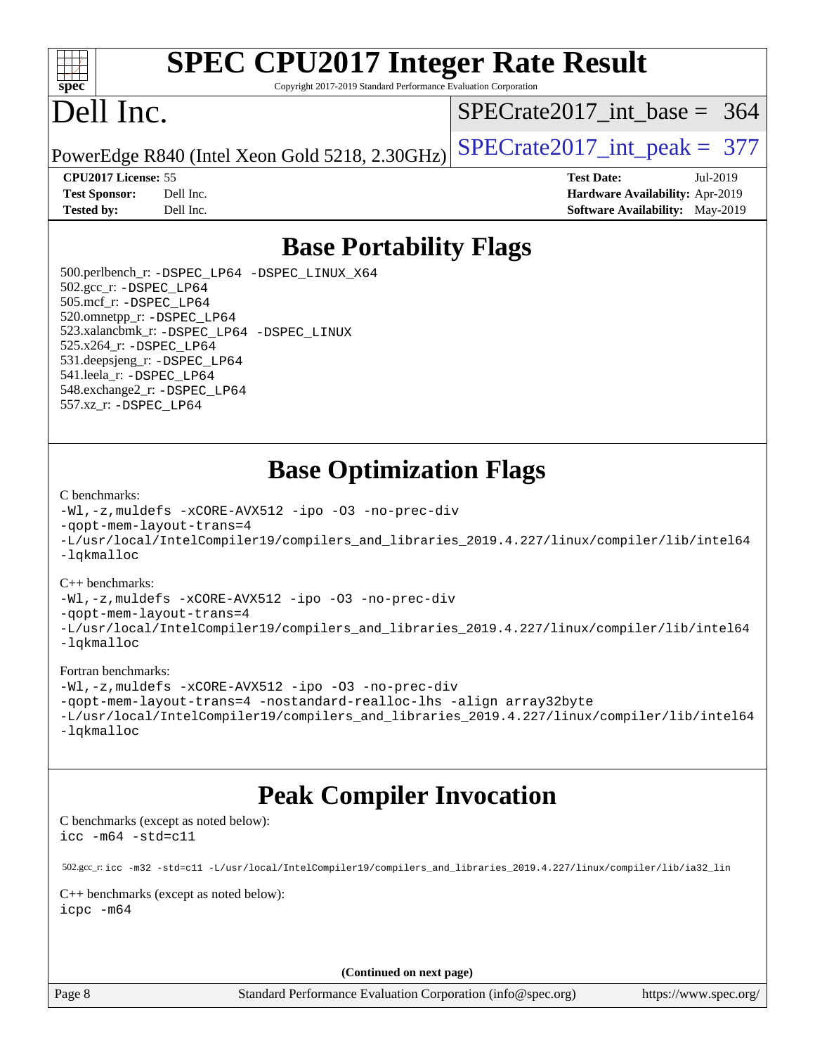# SPEC CPU2017 Integer Rate Result

Copyright 2017-2019 Standard Performance Evaluation Corporation

# Dell Inc.

PowerEdge R840 (Intel Xeon Gold 5218, 2.30GHz)

SPECrate2017_int_base = 364

SPECrate2017_int_peak = 377

**CPU2017 License:** 55
**Test Sponsor:** Dell Inc.
**Tested by:** Dell Inc.

**Test Date:** Jul-2019
**Hardware Availability:** Apr-2019
**Software Availability:** May-2019

## Base Portability Flags

500.perlbench_r: -DSPEC_LP64 -DSPEC_LINUX_X64
502.gcc_r: -DSPEC_LP64
505.mcf_r: -DSPEC_LP64
520.omnetpp_r: -DSPEC_LP64
523.xalancbmk_r: -DSPEC_LP64 -DSPEC_LINUX
525.x264_r: -DSPEC_LP64
531.deepsjeng_r: -DSPEC_LP64
541.leela_r: -DSPEC_LP64
548.exchange2_r: -DSPEC_LP64
557.xz_r: -DSPEC_LP64

## Base Optimization Flags

C benchmarks:
```
-Wl,-z,muldefs -xCORE-AVX512 -ipo -O3 -no-prec-div
-qopt-mem-layout-trans=4
-L/usr/local/IntelCompiler19/compilers_and_libraries_2019.4.227/linux/compiler/lib/intel64
-lqkmalloc
```

C++ benchmarks:
```
-Wl,-z,muldefs -xCORE-AVX512 -ipo -O3 -no-prec-div
-qopt-mem-layout-trans=4
-L/usr/local/IntelCompiler19/compilers_and_libraries_2019.4.227/linux/compiler/lib/intel64
-lqkmalloc
```

Fortran benchmarks:
```
-Wl,-z,muldefs -xCORE-AVX512 -ipo -O3 -no-prec-div
-qopt-mem-layout-trans=4 -nostandard-realloc-lhs -align array32byte
-L/usr/local/IntelCompiler19/compilers_and_libraries_2019.4.227/linux/compiler/lib/intel64
-lqkmalloc
```

## Peak Compiler Invocation

C benchmarks (except as noted below):
```
icc -m64 -std=c11
```

502.gcc_r: icc -m32 -std=c11 -L/usr/local/IntelCompiler19/compilers_and_libraries_2019.4.227/linux/compiler/lib/ia32_lin

C++ benchmarks (except as noted below):
```
icpc -m64
```

**(Continued on next page)**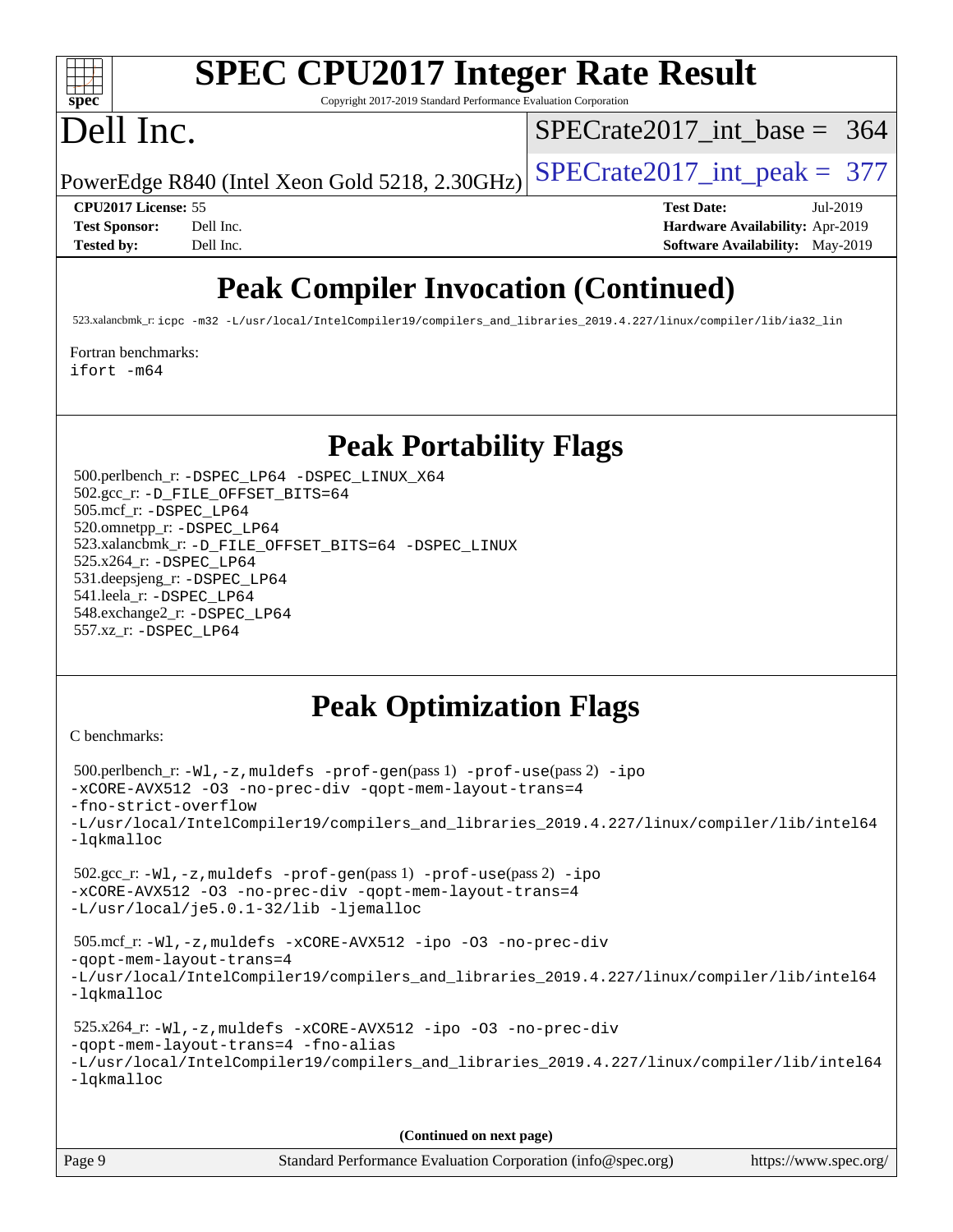# Peak Compiler Invocation (Continued)

523.xalancbmk_r: `icpc -m32 -L/usr/local/IntelCompiler19/compilers_and_libraries_2019.4.227/linux/compiler/lib/ia32_lin`

Fortran benchmarks:
`ifort -m64`

# Peak Portability Flags

500.perlbench_r: `-DSPEC_LP64 -DSPEC_LINUX_X64`
502.gcc_r: `-D_FILE_OFFSET_BITS=64`
505.mcf_r: `-DSPEC_LP64`
520.omnetpp_r: `-DSPEC_LP64`
523.xalancbmk_r: `-D_FILE_OFFSET_BITS=64 -DSPEC_LINUX`
525.x264_r: `-DSPEC_LP64`
531.deepsjeng_r: `-DSPEC_LP64`
541.leela_r: `-DSPEC_LP64`
548.exchange2_r: `-DSPEC_LP64`
557.xz_r: `-DSPEC_LP64`

# Peak Optimization Flags

C benchmarks:

500.perlbench_r: `-Wl,-z,muldefs -prof-gen`(pass 1) `-prof-use`(pass 2) `-ipo -xCORE-AVX512 -O3 -no-prec-div -qopt-mem-layout-trans=4 -fno-strict-overflow -L/usr/local/IntelCompiler19/compilers_and_libraries_2019.4.227/linux/compiler/lib/intel64 -lqkmalloc`

502.gcc_r: `-Wl,-z,muldefs -prof-gen`(pass 1) `-prof-use`(pass 2) `-ipo -xCORE-AVX512 -O3 -no-prec-div -qopt-mem-layout-trans=4 -L/usr/local/je5.0.1-32/lib -ljemalloc`

505.mcf_r: `-Wl,-z,muldefs -xCORE-AVX512 -ipo -O3 -no-prec-div -qopt-mem-layout-trans=4 -L/usr/local/IntelCompiler19/compilers_and_libraries_2019.4.227/linux/compiler/lib/intel64 -lqkmalloc`

525.x264_r: `-Wl,-z,muldefs -xCORE-AVX512 -ipo -O3 -no-prec-div -qopt-mem-layout-trans=4 -fno-alias -L/usr/local/IntelCompiler19/compilers_and_libraries_2019.4.227/linux/compiler/lib/intel64 -lqkmalloc`

**(Continued on next page)**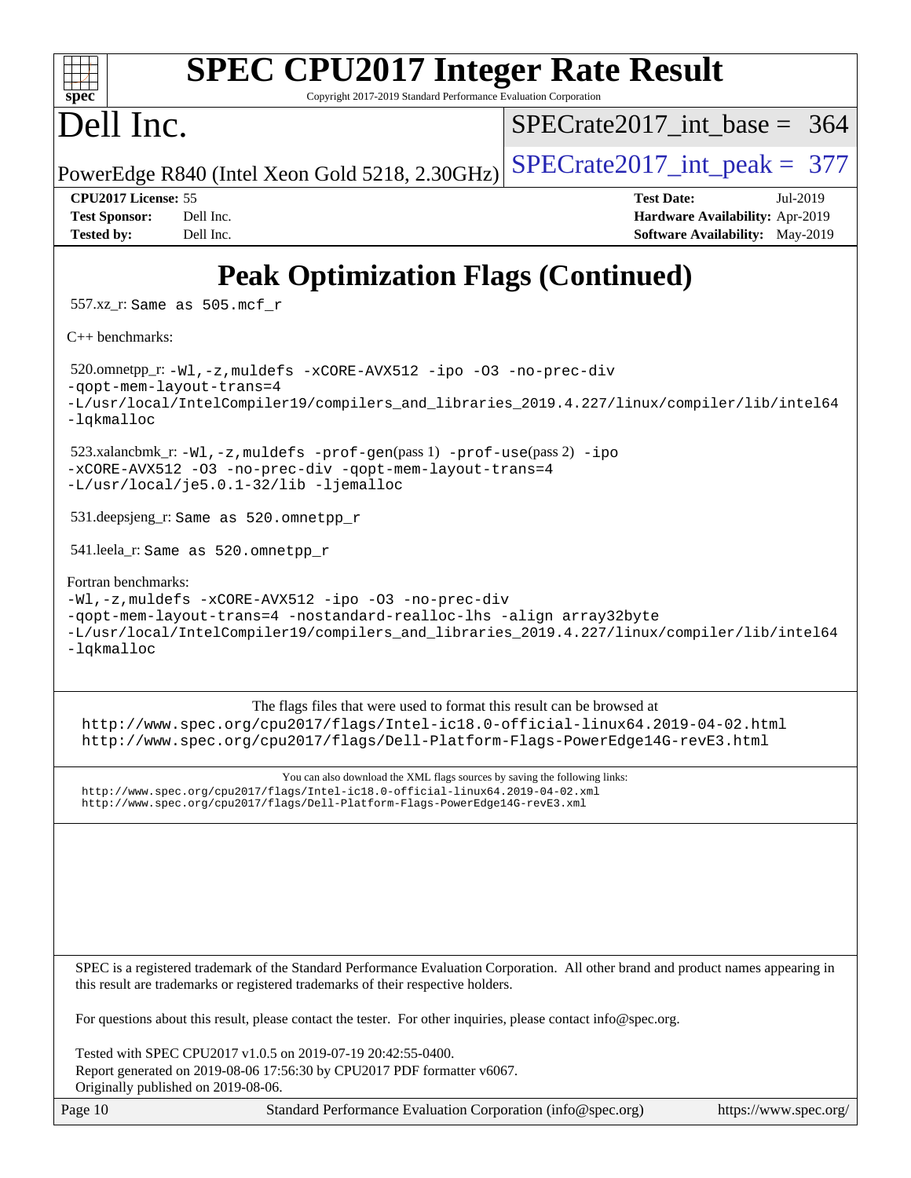# Peak Optimization Flags (Continued)

557.xz_r: Same as 505.mcf_r

C++ benchmarks:

520.omnetpp_r: -Wl,-z,muldefs -xCORE-AVX512 -ipo -O3 -no-prec-div -qopt-mem-layout-trans=4 -L/usr/local/IntelCompiler19/compilers_and_libraries_2019.4.227/linux/compiler/lib/intel64 -lqkmalloc

523.xalancbmk_r: -Wl,-z,muldefs -prof-gen(pass 1) -prof-use(pass 2) -ipo -xCORE-AVX512 -O3 -no-prec-div -qopt-mem-layout-trans=4 -L/usr/local/je5.0.1-32/lib -ljemalloc

531.deepsjeng_r: Same as 520.omnetpp_r

541.leela_r: Same as 520.omnetpp_r

Fortran benchmarks:

-Wl,-z,muldefs -xCORE-AVX512 -ipo -O3 -no-prec-div -qopt-mem-layout-trans=4 -nostandard-realloc-lhs -align array32byte -L/usr/local/IntelCompiler19/compilers_and_libraries_2019.4.227/linux/compiler/lib/intel64 -lqkmalloc

The flags files that were used to format this result can be browsed at
http://www.spec.org/cpu2017/flags/Intel-ic18.0-official-linux64.2019-04-02.html
http://www.spec.org/cpu2017/flags/Dell-Platform-Flags-PowerEdge14G-revE3.html

You can also download the XML flags sources by saving the following links:
http://www.spec.org/cpu2017/flags/Intel-ic18.0-official-linux64.2019-04-02.xml
http://www.spec.org/cpu2017/flags/Dell-Platform-Flags-PowerEdge14G-revE3.xml

SPEC is a registered trademark of the Standard Performance Evaluation Corporation. All other brand and product names appearing in this result are trademarks or registered trademarks of their respective holders.

For questions about this result, please contact the tester. For other inquiries, please contact info@spec.org.

Tested with SPEC CPU2017 v1.0.5 on 2019-07-19 20:42:55-0400.
Report generated on 2019-08-06 17:56:30 by CPU2017 PDF formatter v6067.
Originally published on 2019-08-06.